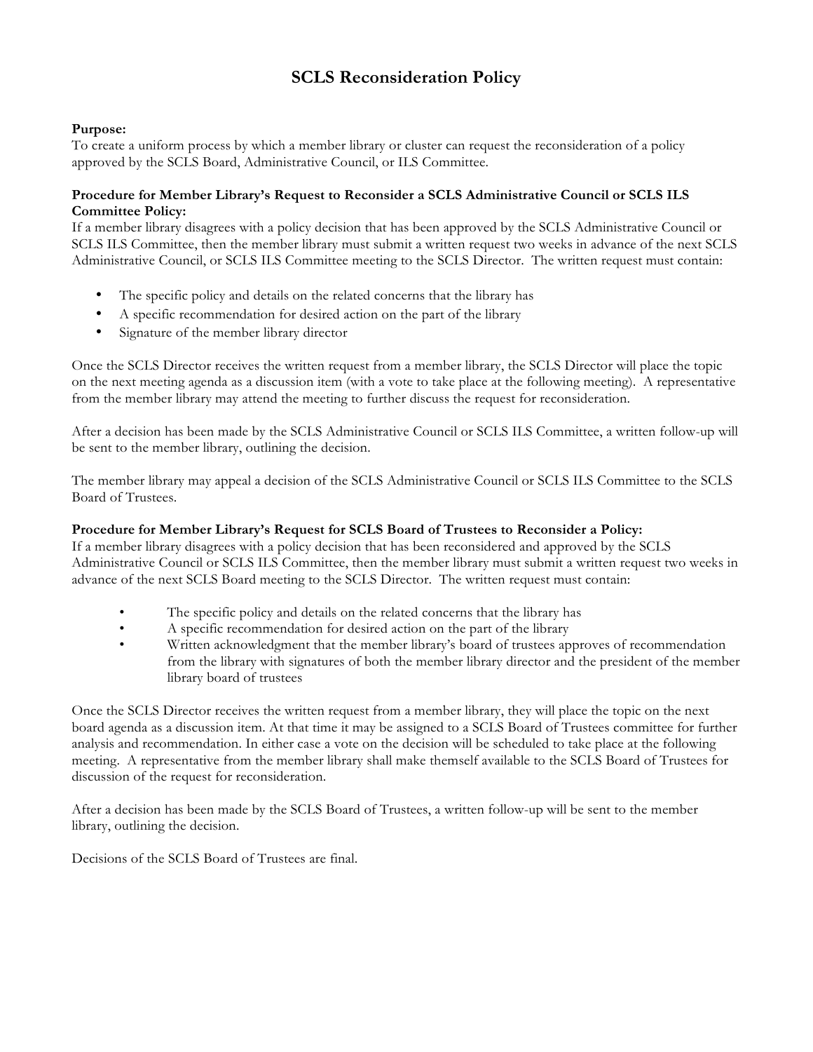# SCLS Reconsideration Policy

**Purpose:**
To create a uniform process by which a member library or cluster can request the reconsideration of a policy approved by the SCLS Board, Administrative Council, or ILS Committee.

**Procedure for Member Library's Request to Reconsider a SCLS Administrative Council or SCLS ILS Committee Policy:**
If a member library disagrees with a policy decision that has been approved by the SCLS Administrative Council or SCLS ILS Committee, then the member library must submit a written request two weeks in advance of the next SCLS Administrative Council, or SCLS ILS Committee meeting to the SCLS Director. The written request must contain:

- The specific policy and details on the related concerns that the library has
- A specific recommendation for desired action on the part of the library
- Signature of the member library director

Once the SCLS Director receives the written request from a member library, the SCLS Director will place the topic on the next meeting agenda as a discussion item (with a vote to take place at the following meeting). A representative from the member library may attend the meeting to further discuss the request for reconsideration.

After a decision has been made by the SCLS Administrative Council or SCLS ILS Committee, a written follow-up will be sent to the member library, outlining the decision.

The member library may appeal a decision of the SCLS Administrative Council or SCLS ILS Committee to the SCLS Board of Trustees.

**Procedure for Member Library's Request for SCLS Board of Trustees to Reconsider a Policy:**
If a member library disagrees with a policy decision that has been reconsidered and approved by the SCLS Administrative Council or SCLS ILS Committee, then the member library must submit a written request two weeks in advance of the next SCLS Board meeting to the SCLS Director. The written request must contain:

- The specific policy and details on the related concerns that the library has
- A specific recommendation for desired action on the part of the library
- Written acknowledgment that the member library's board of trustees approves of recommendation from the library with signatures of both the member library director and the president of the member library board of trustees

Once the SCLS Director receives the written request from a member library, they will place the topic on the next board agenda as a discussion item. At that time it may be assigned to a SCLS Board of Trustees committee for further analysis and recommendation. In either case a vote on the decision will be scheduled to take place at the following meeting. A representative from the member library shall make themself available to the SCLS Board of Trustees for discussion of the request for reconsideration.

After a decision has been made by the SCLS Board of Trustees, a written follow-up will be sent to the member library, outlining the decision.

Decisions of the SCLS Board of Trustees are final.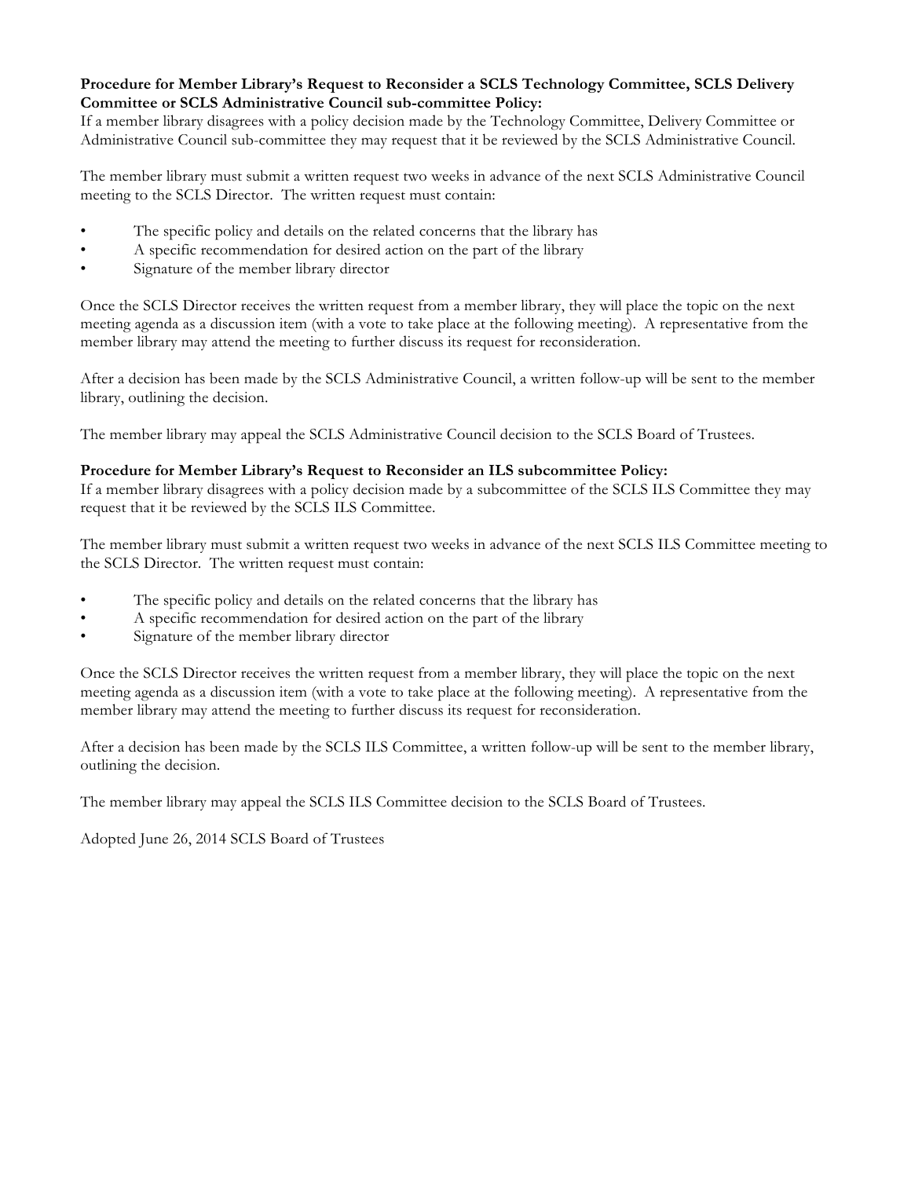**Procedure for Member Library's Request to Reconsider a SCLS Technology Committee, SCLS Delivery Committee or SCLS Administrative Council sub-committee Policy:**
If a member library disagrees with a policy decision made by the Technology Committee, Delivery Committee or Administrative Council sub-committee they may request that it be reviewed by the SCLS Administrative Council.

The member library must submit a written request two weeks in advance of the next SCLS Administrative Council meeting to the SCLS Director. The written request must contain:

- The specific policy and details on the related concerns that the library has
- A specific recommendation for desired action on the part of the library
- Signature of the member library director

Once the SCLS Director receives the written request from a member library, they will place the topic on the next meeting agenda as a discussion item (with a vote to take place at the following meeting). A representative from the member library may attend the meeting to further discuss its request for reconsideration.

After a decision has been made by the SCLS Administrative Council, a written follow-up will be sent to the member library, outlining the decision.

The member library may appeal the SCLS Administrative Council decision to the SCLS Board of Trustees.

**Procedure for Member Library's Request to Reconsider an ILS subcommittee Policy:**
If a member library disagrees with a policy decision made by a subcommittee of the SCLS ILS Committee they may request that it be reviewed by the SCLS ILS Committee.

The member library must submit a written request two weeks in advance of the next SCLS ILS Committee meeting to the SCLS Director. The written request must contain:

- The specific policy and details on the related concerns that the library has
- A specific recommendation for desired action on the part of the library
- Signature of the member library director

Once the SCLS Director receives the written request from a member library, they will place the topic on the next meeting agenda as a discussion item (with a vote to take place at the following meeting). A representative from the member library may attend the meeting to further discuss its request for reconsideration.

After a decision has been made by the SCLS ILS Committee, a written follow-up will be sent to the member library, outlining the decision.

The member library may appeal the SCLS ILS Committee decision to the SCLS Board of Trustees.

Adopted June 26, 2014 SCLS Board of Trustees